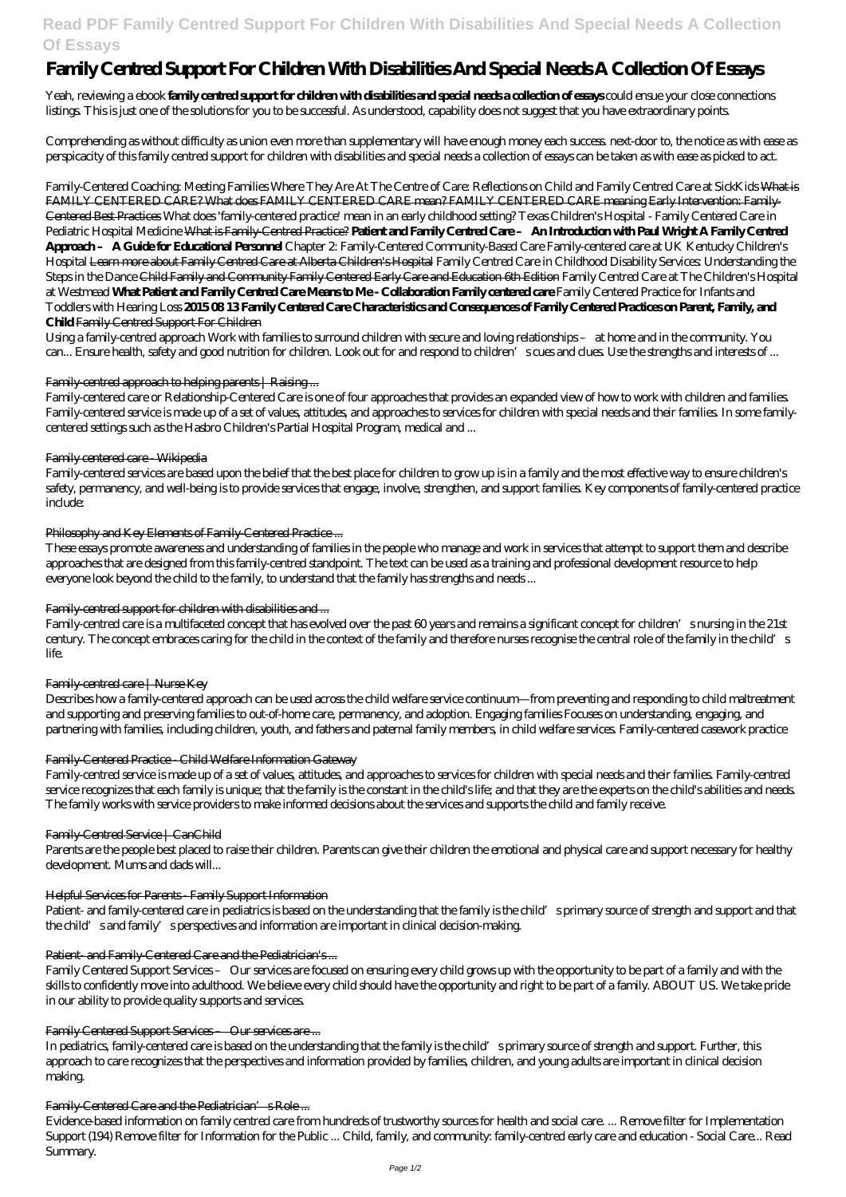# Family Centred Support For Children With Disabilities And Special Needs A Collection Of Essays

Yeah, reviewing a ebook **family centred support for children with disabilities and special needs a collection of essays** could ensue your close connections listings. This is just one of the solutions for you to be successful. As understood, capability does not suggest that you have extraordinary points.

Comprehending as without difficulty as union even more than supplementary will have enough money each success. next-door to, the notice as with ease as perspicacity of this family centred support for children with disabilities and special needs a collection of essays can be taken as with ease as picked to act.

*Family-Centered Coaching: Meeting Families Where They Are At The Centre of Care: Reflections on Child and Family Centred Care at SickKids* ~~What is FAMILY CENTERED CARE? What does FAMILY CENTERED CARE mean? FAMILY CENTERED CARE meaning~~ ~~Early Intervention: Family-Centered Best Practices~~ *What does 'family-centered practice' mean in an early childhood setting? Texas Children's Hospital - Family Centered Care in Pediatric Hospital Medicine* ~~What is Family-Centred Practice?~~ **Patient and Family Centred Care – An Introduction with Paul Wright A Family Centred Approach – A Guide for Educational Personnel** *Chapter 2: Family-Centered Community-Based Care Family-centered care at UK Kentucky Children's Hospital* ~~Learn more about Family Centred Care at Alberta Children's Hospital~~ *Family Centred Care in Childhood Disability Services: Understanding the Steps in the Dance* ~~Child Family and Community Family Centered Early Care and Education 6th Edition~~ *Family Centred Care at The Children's Hospital at Westmead* **What Patient and Family Centred Care Means to Me - Collaboration Family centered care** *Family Centered Practice for Infants and Toddlers with Hearing Loss* **2015 08 13 Family Centered Care Characteristics and Consequences of Family Centered Practices on Parent, Family, and Child** ~~Family Centred Support For Children~~

Using a family-centred approach Work with families to surround children with secure and loving relationships – at home and in the community. You can... Ensure health, safety and good nutrition for children. Look out for and respond to children's cues and clues. Use the strengths and interests of ...

~~Family-centred approach to helping parents | Raising ...~~

Family-centered care or Relationship-Centered Care is one of four approaches that provides an expanded view of how to work with children and families. Family-centered service is made up of a set of values, attitudes, and approaches to services for children with special needs and their families. In some family-centered settings such as the Hasbro Children's Partial Hospital Program, medical and ...

~~Family centered care - Wikipedia~~

Family-centered services are based upon the belief that the best place for children to grow up is in a family and the most effective way to ensure children's safety, permanency, and well-being is to provide services that engage, involve, strengthen, and support families. Key components of family-centered practice include:

~~Philosophy and Key Elements of Family-Centered Practice ...~~

These essays promote awareness and understanding of families in the people who manage and work in services that attempt to support them and describe approaches that are designed from this family-centred standpoint. The text can be used as a training and professional development resource to help everyone look beyond the child to the family, to understand that the family has strengths and needs ...

~~Family-centred support for children with disabilities and ...~~

Family-centred care is a multifaceted concept that has evolved over the past 60 years and remains a significant concept for children's nursing in the 21st century. The concept embraces caring for the child in the context of the family and therefore nurses recognise the central role of the family in the child's life.

~~Family-centred care | Nurse Key~~

Describes how a family-centered approach can be used across the child welfare service continuum—from preventing and responding to child maltreatment and supporting and preserving families to out-of-home care, permanency, and adoption. Engaging families Focuses on understanding, engaging, and partnering with families, including children, youth, and fathers and paternal family members, in child welfare services. Family-centered casework practice

~~Family-Centered Practice - Child Welfare Information Gateway~~

Family-centred service is made up of a set of values, attitudes, and approaches to services for children with special needs and their families. Family-centred service recognizes that each family is unique; that the family is the constant in the child's life; and that they are the experts on the child's abilities and needs. The family works with service providers to make informed decisions about the services and supports the child and family receive.

~~Family-Centred Service | CanChild~~

Parents are the people best placed to raise their children. Parents can give their children the emotional and physical care and support necessary for healthy development. Mums and dads will...

~~Helpful Services for Parents - Family Support Information~~

Patient- and family-centered care in pediatrics is based on the understanding that the family is the child's primary source of strength and support and that the child's and family's perspectives and information are important in clinical decision-making.

~~Patient- and Family-Centered Care and the Pediatrician's ...~~

Family Centered Support Services – Our services are focused on ensuring every child grows up with the opportunity to be part of a family and with the skills to confidently move into adulthood. We believe every child should have the opportunity and right to be part of a family. ABOUT US. We take pride in our ability to provide quality supports and services.

~~Family Centered Support Services – Our services are ...~~

In pediatrics, family-centered care is based on the understanding that the family is the child's primary source of strength and support. Further, this approach to care recognizes that the perspectives and information provided by families, children, and young adults are important in clinical decision making.

~~Family-Centered Care and the Pediatrician's Role ...~~

Evidence-based information on family centred care from hundreds of trustworthy sources for health and social care. ... Remove filter for Implementation Support (194) Remove filter for Information for the Public ... Child, family, and community: family-centred early care and education - Social Care... Read Summary.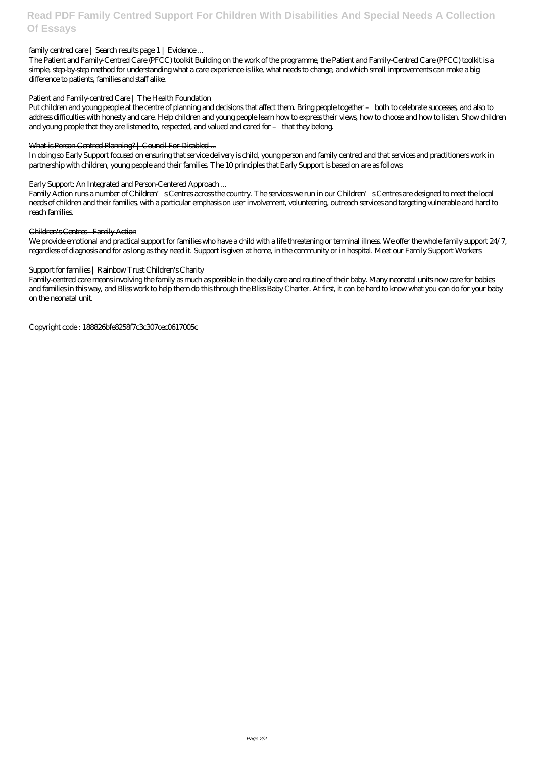family centred care | Search results page 1 | Evidence ...

The Patient and Family-Centred Care (PFCC) toolkit Building on the work of the programme, the Patient and Family-Centred Care (PFCC) toolkit is a simple, step-by-step method for understanding what a care experience is like, what needs to change, and which small improvements can make a big difference to patients, families and staff alike.

Patient and Family-centred Care | The Health Foundation

Put children and young people at the centre of planning and decisions that affect them. Bring people together – both to celebrate successes, and also to address difficulties with honesty and care. Help children and young people learn how to express their views, how to choose and how to listen. Show children and young people that they are listened to, respected, and valued and cared for – that they belong.

What is Person Centred Planning? | Council For Disabled ...

In doing so Early Support focused on ensuring that service delivery is child, young person and family centred and that services and practitioners work in partnership with children, young people and their families. The 10 principles that Early Support is based on are as follows:

Early Support: An Integrated and Person-Centered Approach ...

Family Action runs a number of Children's Centres across the country. The services we run in our Children's Centres are designed to meet the local needs of children and their families, with a particular emphasis on user involvement, volunteering, outreach services and targeting vulnerable and hard to reach families.

Children's Centres - Family Action

We provide emotional and practical support for families who have a child with a life threatening or terminal illness. We offer the whole family support 24/7, regardless of diagnosis and for as long as they need it. Support is given at home, in the community or in hospital. Meet our Family Support Workers

Support for families | Rainbow Trust Children's Charity

Family-centred care means involving the family as much as possible in the daily care and routine of their baby. Many neonatal units now care for babies and families in this way, and Bliss work to help them do this through the Bliss Baby Charter. At first, it can be hard to know what you can do for your baby on the neonatal unit.

Copyright code : 188826bfe8258f7c3c307cec0617005c